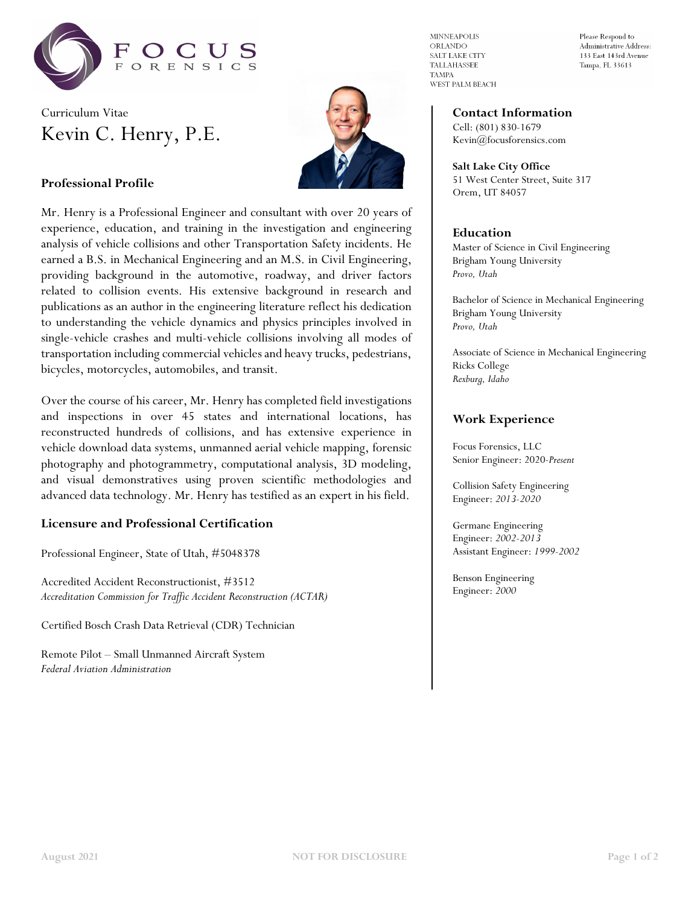FOCUS FORENSICS

MINNEAPOLIS
ORLANDO
SALT LAKE CITY
TALLAHASSEE
TAMPA
WEST PALM BEACH

Please Respond to
Administrative Address:
133 East 143rd Avenue
Tampa, FL 33613

Curriculum Vitae

# Kevin C. Henry, P.E.

## Professional Profile

Mr. Henry is a Professional Engineer and consultant with over 20 years of experience, education, and training in the investigation and engineering analysis of vehicle collisions and other Transportation Safety incidents. He earned a B.S. in Mechanical Engineering and an M.S. in Civil Engineering, providing background in the automotive, roadway, and driver factors related to collision events. His extensive background in research and publications as an author in the engineering literature reflect his dedication to understanding the vehicle dynamics and physics principles involved in single-vehicle crashes and multi-vehicle collisions involving all modes of transportation including commercial vehicles and heavy trucks, pedestrians, bicycles, motorcycles, automobiles, and transit.

Over the course of his career, Mr. Henry has completed field investigations and inspections in over 45 states and international locations, has reconstructed hundreds of collisions, and has extensive experience in vehicle download data systems, unmanned aerial vehicle mapping, forensic photography and photogrammetry, computational analysis, 3D modeling, and visual demonstratives using proven scientific methodologies and advanced data technology. Mr. Henry has testified as an expert in his field.

## Licensure and Professional Certification

Professional Engineer, State of Utah, #5048378

Accredited Accident Reconstructionist, #3512
*Accreditation Commission for Traffic Accident Reconstruction (ACTAR)*

Certified Bosch Crash Data Retrieval (CDR) Technician

Remote Pilot – Small Unmanned Aircraft System
*Federal Aviation Administration*

## Contact Information

Cell: (801) 830-1679
Kevin@focusforensics.com

**Salt Lake City Office**
51 West Center Street, Suite 317
Orem, UT 84057

## Education

Master of Science in Civil Engineering
Brigham Young University
*Provo, Utah*

Bachelor of Science in Mechanical Engineering
Brigham Young University
*Provo, Utah*

Associate of Science in Mechanical Engineering
Ricks College
*Rexburg, Idaho*

## Work Experience

Focus Forensics, LLC
Senior Engineer: 2020-*Present*

Collision Safety Engineering
Engineer: *2013-2020*

Germane Engineering
Engineer: *2002-2013*
Assistant Engineer: *1999-2002*

Benson Engineering
Engineer: *2000*

August 2021 NOT FOR DISCLOSURE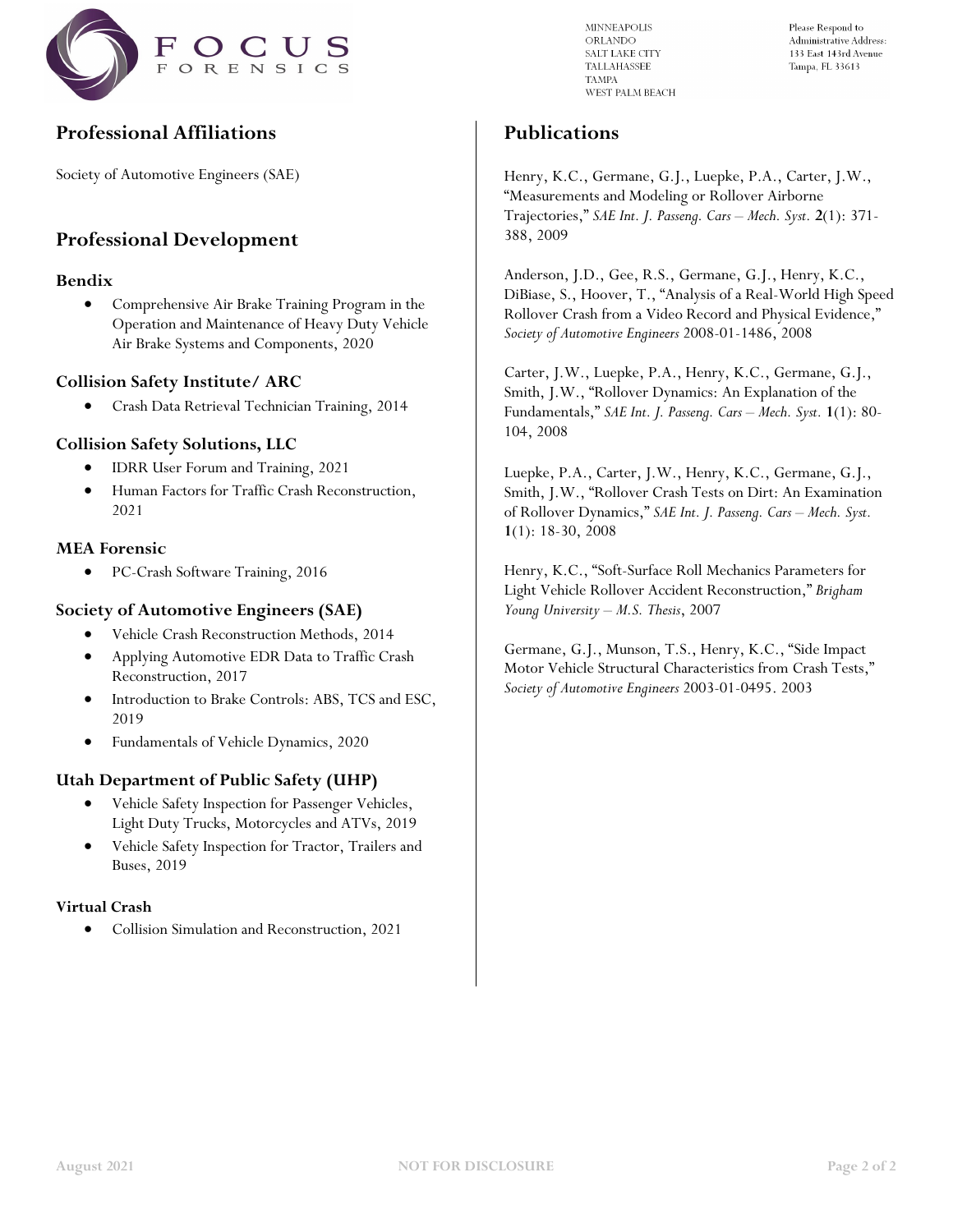## Professional Affiliations

Society of Automotive Engineers (SAE)

## Professional Development

### Bendix

- Comprehensive Air Brake Training Program in the Operation and Maintenance of Heavy Duty Vehicle Air Brake Systems and Components, 2020

### Collision Safety Institute/ ARC

- Crash Data Retrieval Technician Training, 2014

### Collision Safety Solutions, LLC

- IDRR User Forum and Training, 2021
- Human Factors for Traffic Crash Reconstruction, 2021

### MEA Forensic

- PC-Crash Software Training, 2016

### Society of Automotive Engineers (SAE)

- Vehicle Crash Reconstruction Methods, 2014
- Applying Automotive EDR Data to Traffic Crash Reconstruction, 2017
- Introduction to Brake Controls: ABS, TCS and ESC, 2019
- Fundamentals of Vehicle Dynamics, 2020

### Utah Department of Public Safety (UHP)

- Vehicle Safety Inspection for Passenger Vehicles, Light Duty Trucks, Motorcycles and ATVs, 2019
- Vehicle Safety Inspection for Tractor, Trailers and Buses, 2019

### Virtual Crash

- Collision Simulation and Reconstruction, 2021

## Publications

Henry, K.C., Germane, G.J., Luepke, P.A., Carter, J.W., "Measurements and Modeling or Rollover Airborne Trajectories," *SAE Int. J. Passeng. Cars – Mech. Syst.* **2**(1): 371-388, 2009

Anderson, J.D., Gee, R.S., Germane, G.J., Henry, K.C., DiBiase, S., Hoover, T., "Analysis of a Real-World High Speed Rollover Crash from a Video Record and Physical Evidence," *Society of Automotive Engineers* 2008-01-1486, 2008

Carter, J.W., Luepke, P.A., Henry, K.C., Germane, G.J., Smith, J.W., "Rollover Dynamics: An Explanation of the Fundamentals," *SAE Int. J. Passeng. Cars – Mech. Syst.* **1**(1): 80-104, 2008

Luepke, P.A., Carter, J.W., Henry, K.C., Germane, G.J., Smith, J.W., "Rollover Crash Tests on Dirt: An Examination of Rollover Dynamics," *SAE Int. J. Passeng. Cars – Mech. Syst.* **1**(1): 18-30, 2008

Henry, K.C., "Soft-Surface Roll Mechanics Parameters for Light Vehicle Rollover Accident Reconstruction," *Brigham Young University – M.S. Thesis*, 2007

Germane, G.J., Munson, T.S., Henry, K.C., "Side Impact Motor Vehicle Structural Characteristics from Crash Tests," *Society of Automotive Engineers* 2003-01-0495. 2003